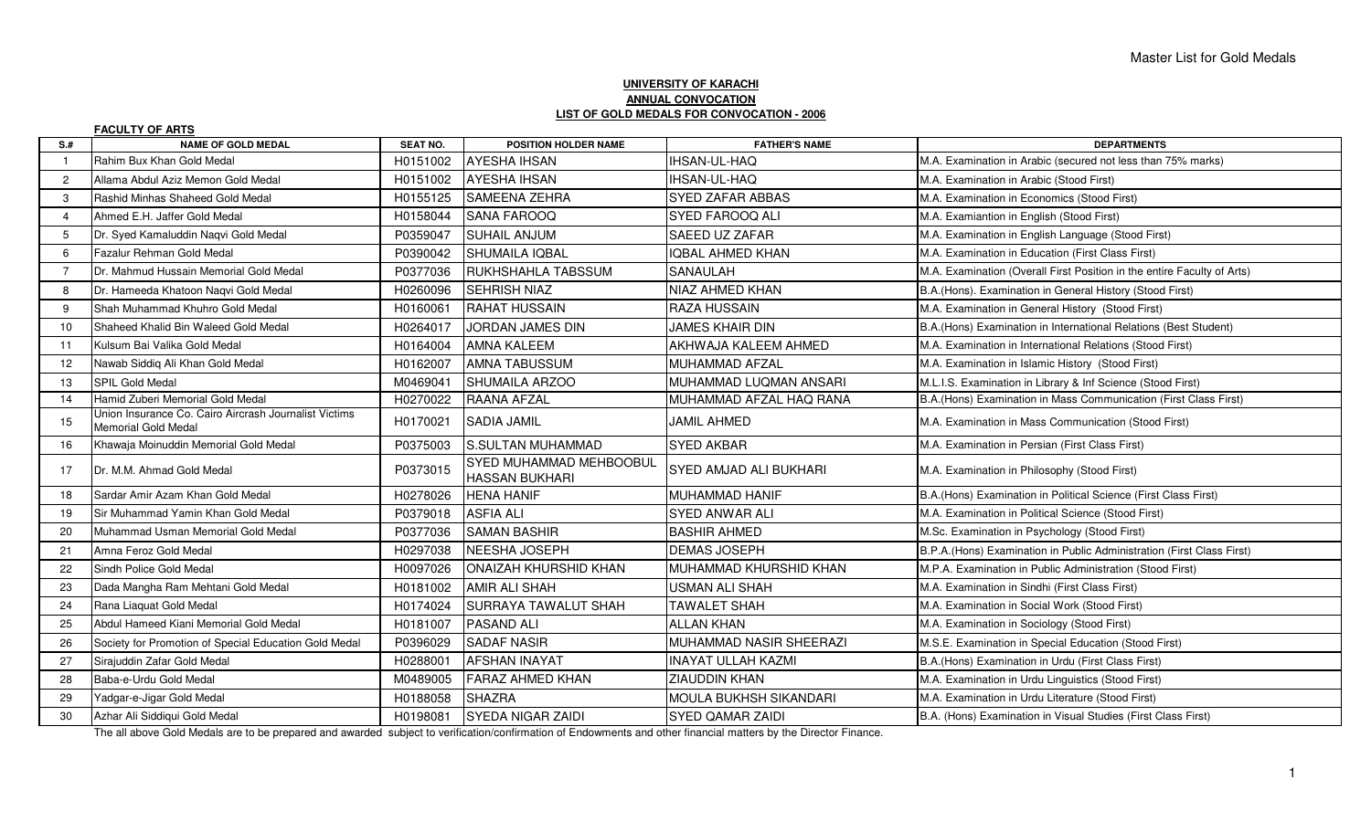**UNIVERSITY OF KARACHI**
**ANNUAL CONVOCATION**
**LIST OF GOLD MEDALS FOR CONVOCATION - 2006**

**FACULTY OF ARTS**

| S.# | NAME OF GOLD MEDAL | SEAT NO. | POSITION HOLDER NAME | FATHER'S NAME | DEPARTMENTS |
|---|---|---|---|---|---|
| 1 | Rahim Bux Khan Gold Medal | H0151002 | AYESHA IHSAN | IHSAN-UL-HAQ | M.A. Examination in Arabic (secured not less than 75% marks) |
| 2 | Allama Abdul Aziz Memon Gold Medal | H0151002 | AYESHA IHSAN | IHSAN-UL-HAQ | M.A. Examination in Arabic (Stood First) |
| 3 | Rashid Minhas Shaheed Gold Medal | H0155125 | SAMEENA ZEHRA | SYED ZAFAR ABBAS | M.A. Examination in Economics (Stood First) |
| 4 | Ahmed E.H. Jaffer Gold Medal | H0158044 | SANA FAROOQ | SYED FAROOQ ALI | M.A. Examiantion in English (Stood First) |
| 5 | Dr. Syed Kamaluddin Naqvi Gold Medal | P0359047 | SUHAIL ANJUM | SAEED UZ ZAFAR | M.A. Examination in English Language (Stood First) |
| 6 | Fazalur Rehman Gold Medal | P0390042 | SHUMAILA IQBAL | IQBAL AHMED KHAN | M.A. Examination in Education (First Class First) |
| 7 | Dr. Mahmud Hussain Memorial Gold Medal | P0377036 | RUKHSHAHLA TABSSUM | SANAULAH | M.A. Examination (Overall First Position in the entire Faculty of Arts) |
| 8 | Dr. Hameeda Khatoon Naqvi Gold Medal | H0260096 | SEHRISH NIAZ | NIAZ AHMED KHAN | B.A.(Hons). Examination in General History (Stood First) |
| 9 | Shah Muhammad Khuhro Gold Medal | H0160061 | RAHAT HUSSAIN | RAZA HUSSAIN | M.A. Examination in General History (Stood First) |
| 10 | Shaheed Khalid Bin Waleed Gold Medal | H0264017 | JORDAN JAMES DIN | JAMES KHAIR DIN | B.A.(Hons) Examination in International Relations (Best Student) |
| 11 | Kulsum Bai Valika Gold Medal | H0164004 | AMNA KALEEM | AKHWAJA KALEEM AHMED | M.A. Examination in International Relations (Stood First) |
| 12 | Nawab Siddiq Ali Khan Gold Medal | H0162007 | AMNA TABUSSUM | MUHAMMAD AFZAL | M.A. Examination in Islamic History (Stood First) |
| 13 | SPIL Gold Medal | M0469041 | SHUMAILA ARZOO | MUHAMMAD LUQMAN ANSARI | M.L.I.S. Examination in Library & Inf Science (Stood First) |
| 14 | Hamid Zuberi Memorial Gold Medal | H0270022 | RAANA AFZAL | MUHAMMAD AFZAL HAQ RANA | B.A.(Hons) Examination in Mass Communication (First Class First) |
| 15 | Union Insurance Co. Cairo Aircrash Journalist Victims Memorial Gold Medal | H0170021 | SADIA JAMIL | JAMIL AHMED | M.A. Examination in Mass Communication (Stood First) |
| 16 | Khawaja Moinuddin Memorial Gold Medal | P0375003 | S.SULTAN MUHAMMAD | SYED AKBAR | M.A. Examination in Persian (First Class First) |
| 17 | Dr. M.M. Ahmad Gold Medal | P0373015 | SYED MUHAMMAD MEHBOOBUL HASSAN BUKHARI | SYED AMJAD ALI BUKHARI | M.A. Examination in Philosophy (Stood First) |
| 18 | Sardar Amir Azam Khan Gold Medal | H0278026 | HENA HANIF | MUHAMMAD HANIF | B.A.(Hons) Examination in Political Science (First Class First) |
| 19 | Sir Muhammad Yamin Khan Gold Medal | P0379018 | ASFIA ALI | SYED ANWAR ALI | M.A. Examination in Political Science (Stood First) |
| 20 | Muhammad Usman Memorial Gold Medal | P0377036 | SAMAN BASHIR | BASHIR AHMED | M.Sc. Examination in Psychology (Stood First) |
| 21 | Amna Feroz Gold Medal | H0297038 | NEESHA JOSEPH | DEMAS JOSEPH | B.P.A.(Hons) Examination in Public Administration (First Class First) |
| 22 | Sindh Police Gold Medal | H0097026 | ONAIZAH KHURSHID KHAN | MUHAMMAD KHURSHID KHAN | M.P.A. Examination in Public Administration (Stood First) |
| 23 | Dada Mangha Ram Mehtani Gold Medal | H0181002 | AMIR ALI SHAH | USMAN ALI SHAH | M.A. Examination in Sindhi (First Class First) |
| 24 | Rana Liaquat Gold Medal | H0174024 | SURRAYA TAWALUT SHAH | TAWALET SHAH | M.A. Examination in Social Work (Stood First) |
| 25 | Abdul Hameed Kiani Memorial Gold Medal | H0181007 | PASAND ALI | ALLAN KHAN | M.A. Examination in Sociology (Stood First) |
| 26 | Society for Promotion of Special Education Gold Medal | P0396029 | SADAF NASIR | MUHAMMAD NASIR SHEERAZI | M.S.E. Examination in Special Education (Stood First) |
| 27 | Sirajuddin Zafar Gold Medal | H0288001 | AFSHAN INAYAT | INAYAT ULLAH KAZMI | B.A.(Hons) Examination in Urdu (First Class First) |
| 28 | Baba-e-Urdu Gold Medal | M0489005 | FARAZ AHMED KHAN | ZIAUDDIN KHAN | M.A. Examination in Urdu Linguistics (Stood First) |
| 29 | Yadgar-e-Jigar Gold Medal | H0188058 | SHAZRA | MOULA BUKHSH SIKANDARI | M.A. Examination in Urdu Literature (Stood First) |
| 30 | Azhar Ali Siddiqui Gold Medal | H0198081 | SYEDA NIGAR ZAIDI | SYED QAMAR ZAIDI | B.A. (Hons) Examination in Visual Studies (First Class First) |

The all above Gold Medals are to be prepared and awarded subject to verification/confirmation of Endowments and other financial matters by the Director Finance.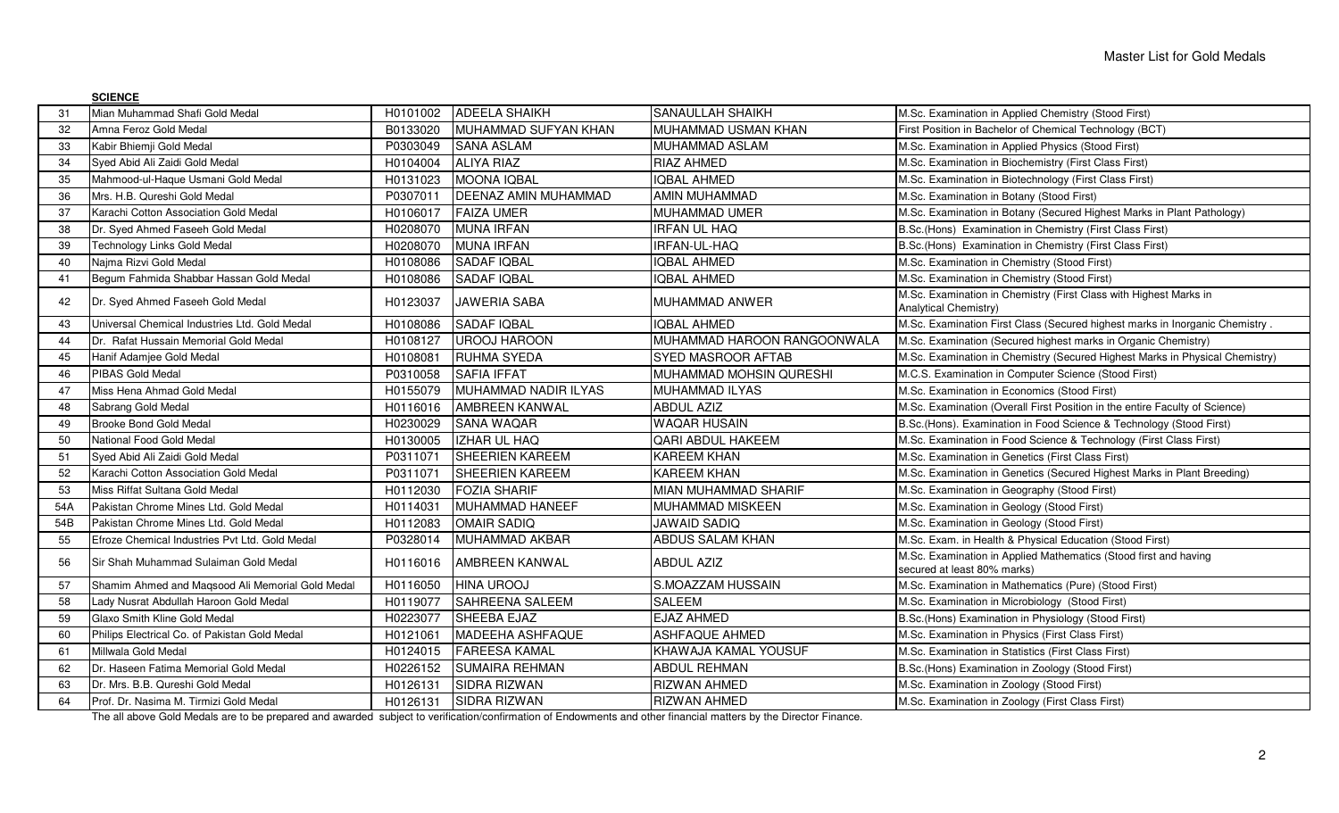Master List for Gold Medals

**SCIENCE**

| | | | | | |
|---|---|---|---|---|---|
| 31 | Mian Muhammad Shafi Gold Medal | H0101002 | ADEELA SHAIKH | SANAULLAH SHAIKH | M.Sc. Examination in Applied Chemistry (Stood First) |
| 32 | Amna Feroz Gold Medal | B0133020 | MUHAMMAD SUFYAN KHAN | MUHAMMAD USMAN KHAN | First Position in Bachelor of Chemical Technology (BCT) |
| 33 | Kabir Bhiemji Gold Medal | P0303049 | SANA ASLAM | MUHAMMAD ASLAM | M.Sc. Examination in Applied Physics (Stood First) |
| 34 | Syed Abid Ali Zaidi Gold Medal | H0104004 | ALIYA RIAZ | RIAZ AHMED | M.Sc. Examination in Biochemistry (First Class First) |
| 35 | Mahmood-ul-Haque Usmani Gold Medal | H0131023 | MOONA IQBAL | IQBAL AHMED | M.Sc. Examination in Biotechnology (First Class First) |
| 36 | Mrs. H.B. Qureshi Gold Medal | P0307011 | DEENAZ AMIN MUHAMMAD | AMIN MUHAMMAD | M.Sc. Examination in Botany (Stood First) |
| 37 | Karachi Cotton Association Gold Medal | H0106017 | FAIZA UMER | MUHAMMAD UMER | M.Sc. Examination in Botany (Secured Highest Marks in Plant Pathology) |
| 38 | Dr. Syed Ahmed Faseeh Gold Medal | H0208070 | MUNA IRFAN | IRFAN UL HAQ | B.Sc.(Hons) Examination in Chemistry (First Class First) |
| 39 | Technology Links Gold Medal | H0208070 | MUNA IRFAN | IRFAN-UL-HAQ | B.Sc.(Hons) Examination in Chemistry (First Class First) |
| 40 | Najma Rizvi Gold Medal | H0108086 | SADAF IQBAL | IQBAL AHMED | M.Sc. Examination in Chemistry (Stood First) |
| 41 | Begum Fahmida Shabbar Hassan Gold Medal | H0108086 | SADAF IQBAL | IQBAL AHMED | M.Sc. Examination in Chemistry (Stood First) |
| 42 | Dr. Syed Ahmed Faseeh Gold Medal | H0123037 | JAWERIA SABA | MUHAMMAD ANWER | M.Sc. Examination in Chemistry (First Class with Highest Marks in Analytical Chemistry) |
| 43 | Universal Chemical Industries Ltd. Gold Medal | H0108086 | SADAF IQBAL | IQBAL AHMED | M.Sc. Examination First Class (Secured highest marks in Inorganic Chemistry . |
| 44 | Dr. Rafat Hussain Memorial Gold Medal | H0108127 | UROOJ HAROON | MUHAMMAD HAROON RANGOONWALA | M.Sc. Examination (Secured highest marks in Organic Chemistry) |
| 45 | Hanif Adamjee Gold Medal | H0108081 | RUHMA SYEDA | SYED MASROOR AFTAB | M.Sc. Examination in Chemistry (Secured Highest Marks in Physical Chemistry) |
| 46 | PIBAS Gold Medal | P0310058 | SAFIA IFFAT | MUHAMMAD MOHSIN QURESHI | M.C.S. Examination in Computer Science (Stood First) |
| 47 | Miss Hena Ahmad Gold Medal | H0155079 | MUHAMMAD NADIR ILYAS | MUHAMMAD ILYAS | M.Sc. Examination in Economics (Stood First) |
| 48 | Sabrang Gold Medal | H0116016 | AMBREEN KANWAL | ABDUL AZIZ | M.Sc. Examination (Overall First Position in the entire Faculty of Science) |
| 49 | Brooke Bond Gold Medal | H0230029 | SANA WAQAR | WAQAR HUSAIN | B.Sc.(Hons). Examination in Food Science & Technology (Stood First) |
| 50 | National Food Gold Medal | H0130005 | IZHAR UL HAQ | QARI ABDUL HAKEEM | M.Sc. Examination in Food Science & Technology (First Class First) |
| 51 | Syed Abid Ali Zaidi Gold Medal | P0311071 | SHEERIEN KAREEM | KAREEM KHAN | M.Sc. Examination in Genetics (First Class First) |
| 52 | Karachi Cotton Association Gold Medal | P0311071 | SHEERIEN KAREEM | KAREEM KHAN | M.Sc. Examination in Genetics (Secured Highest Marks in Plant Breeding) |
| 53 | Miss Riffat Sultana Gold Medal | H0112030 | FOZIA SHARIF | MIAN MUHAMMAD SHARIF | M.Sc. Examination in Geography (Stood First) |
| 54A | Pakistan Chrome Mines Ltd. Gold Medal | H0114031 | MUHAMMAD HANEEF | MUHAMMAD MISKEEN | M.Sc. Examination in Geology (Stood First) |
| 54B | Pakistan Chrome Mines Ltd. Gold Medal | H0112083 | OMAIR SADIQ | JAWAID SADIQ | M.Sc. Examination in Geology (Stood First) |
| 55 | Efroze Chemical Industries Pvt Ltd. Gold Medal | P0328014 | MUHAMMAD AKBAR | ABDUS SALAM KHAN | M.Sc. Exam. in Health & Physical Education (Stood First) |
| 56 | Sir Shah Muhammad Sulaiman Gold Medal | H0116016 | AMBREEN KANWAL | ABDUL AZIZ | M.Sc. Examination in Applied Mathematics (Stood first and having secured at least 80% marks) |
| 57 | Shamim Ahmed and Maqsood Ali Memorial Gold Medal | H0116050 | HINA UROOJ | S.MOAZZAM HUSSAIN | M.Sc. Examination in Mathematics (Pure) (Stood First) |
| 58 | Lady Nusrat Abdullah Haroon Gold Medal | H0119077 | SAHREENA SALEEM | SALEEM | M.Sc. Examination in Microbiology (Stood First) |
| 59 | Glaxo Smith Kline Gold Medal | H0223077 | SHEEBA EJAZ | EJAZ AHMED | B.Sc.(Hons) Examination in Physiology (Stood First) |
| 60 | Philips Electrical Co. of Pakistan Gold Medal | H0121061 | MADEEHA ASHFAQUE | ASHFAQUE AHMED | M.Sc. Examination in Physics (First Class First) |
| 61 | Millwala Gold Medal | H0124015 | FAREESA KAMAL | KHAWAJA KAMAL YOUSUF | M.Sc. Examination in Statistics (First Class First) |
| 62 | Dr. Haseen Fatima Memorial Gold Medal | H0226152 | SUMAIRA REHMAN | ABDUL REHMAN | B.Sc.(Hons) Examination in Zoology (Stood First) |
| 63 | Dr. Mrs. B.B. Qureshi Gold Medal | H0126131 | SIDRA RIZWAN | RIZWAN AHMED | M.Sc. Examination in Zoology (Stood First) |
| 64 | Prof. Dr. Nasima M. Tirmizi Gold Medal | H0126131 | SIDRA RIZWAN | RIZWAN AHMED | M.Sc. Examination in Zoology (First Class First) |

The all above Gold Medals are to be prepared and awarded subject to verification/confirmation of Endowments and other financial matters by the Director Finance.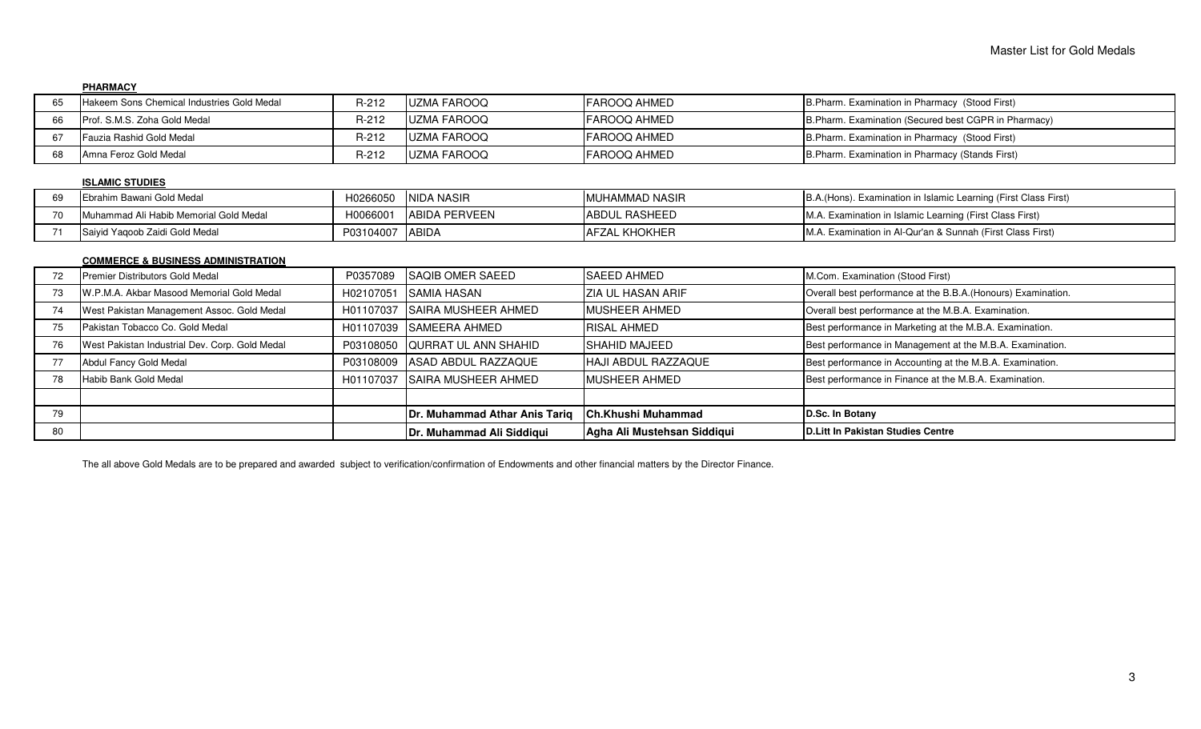Master List for Gold Medals

**PHARMACY**

| | | | | | |
|---|---|---|---|---|---|
| 65 | Hakeem Sons Chemical Industries Gold Medal | R-212 | UZMA FAROOQ | FAROOQ AHMED | B.Pharm. Examination in Pharmacy (Stood First) |
| 66 | Prof. S.M.S. Zoha Gold Medal | R-212 | UZMA FAROOQ | FAROOQ AHMED | B.Pharm. Examination (Secured best CGPR in Pharmacy) |
| 67 | Fauzia Rashid Gold Medal | R-212 | UZMA FAROOQ | FAROOQ AHMED | B.Pharm. Examination in Pharmacy (Stood First) |
| 68 | Amna Feroz Gold Medal | R-212 | UZMA FAROOQ | FAROOQ AHMED | B.Pharm. Examination in Pharmacy (Stands First) |

**ISLAMIC STUDIES**

| | | | | | |
|---|---|---|---|---|---|
| 69 | Ebrahim Bawani Gold Medal | H0266050 | NIDA NASIR | MUHAMMAD NASIR | B.A.(Hons). Examination in Islamic Learning (First Class First) |
| 70 | Muhammad Ali Habib Memorial Gold Medal | H0066001 | ABIDA PERVEEN | ABDUL RASHEED | M.A. Examination in Islamic Learning (First Class First) |
| 71 | Saiyid Yaqoob Zaidi Gold Medal | P03104007 | ABIDA | AFZAL KHOKHER | M.A. Examination in Al-Qur'an & Sunnah (First Class First) |

**COMMERCE & BUSINESS ADMINISTRATION**

| | | | | | |
|---|---|---|---|---|---|
| 72 | Premier Distributors Gold Medal | P0357089 | SAQIB OMER SAEED | SAEED AHMED | M.Com. Examination (Stood First) |
| 73 | W.P.M.A. Akbar Masood Memorial Gold Medal | H02107051 | SAMIA HASAN | ZIA UL HASAN ARIF | Overall best performance at the B.B.A.(Honours) Examination. |
| 74 | West Pakistan Management Assoc. Gold Medal | H01107037 | SAIRA MUSHEER AHMED | MUSHEER AHMED | Overall best performance at the M.B.A. Examination. |
| 75 | Pakistan Tobacco Co. Gold Medal | H01107039 | SAMEERA AHMED | RISAL AHMED | Best performance in Marketing at the M.B.A. Examination. |
| 76 | West Pakistan Industrial Dev. Corp. Gold Medal | P03108050 | QURRAT UL ANN SHAHID | SHAHID MAJEED | Best performance in Management at the M.B.A. Examination. |
| 77 | Abdul Fancy Gold Medal | P03108009 | ASAD ABDUL RAZZAQUE | HAJI ABDUL RAZZAQUE | Best performance in Accounting at the M.B.A. Examination. |
| 78 | Habib Bank Gold Medal | H01107037 | SAIRA MUSHEER AHMED | MUSHEER AHMED | Best performance in Finance at the M.B.A. Examination. |
| | | | | | |
| 79 | | | **Dr. Muhammad Athar Anis Tariq** | **Ch.Khushi Muhammad** | **D.Sc. In Botany** |
| 80 | | | **Dr. Muhammad Ali Siddiqui** | **Agha Ali Mustehsan Siddiqui** | **D.Litt In Pakistan Studies Centre** |

The all above Gold Medals are to be prepared and awarded subject to verification/confirmation of Endowments and other financial matters by the Director Finance.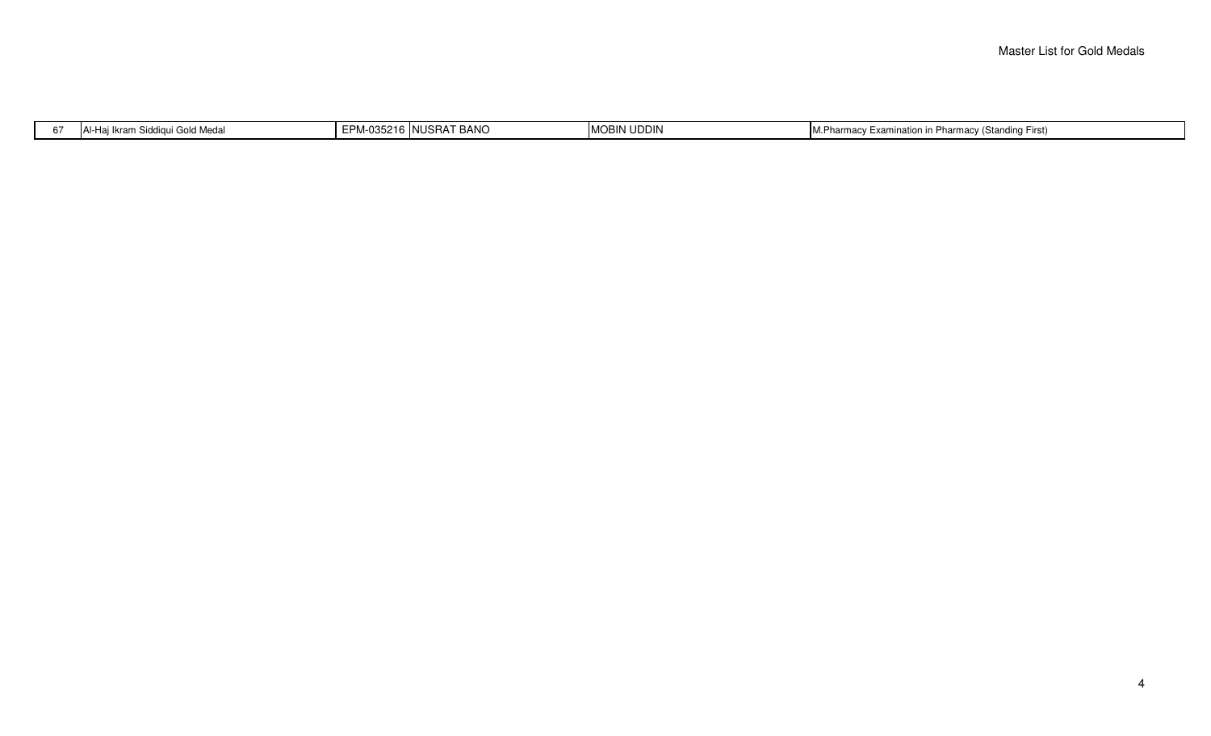| | | | | | |
|---|---|---|---|---|---|
| 67 | Al-Haj Ikram Siddiqui Gold Medal | EPM-035216 | NUSRAT BANO | MOBIN UDDIN | M.Pharmacy Examination in Pharmacy (Standing First) |